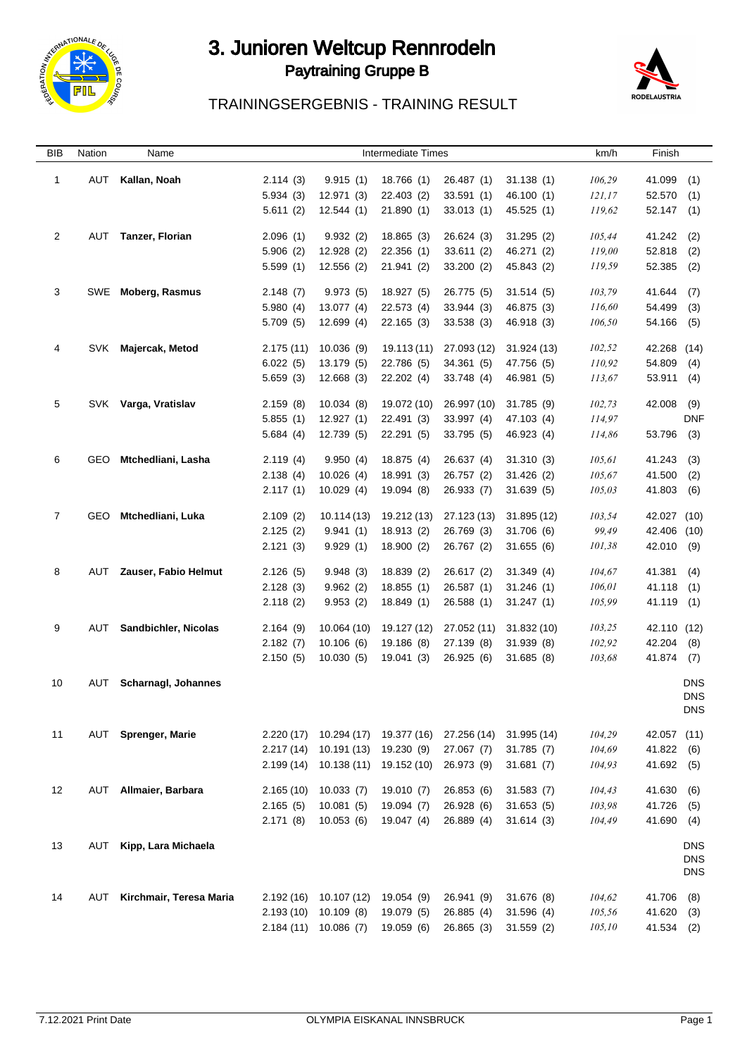# 3. Junioren Weltcup Rennrodeln

## Paytraining Gruppe B

### TRAININGSERGEBNIS - TRAINING RESULT

| BIB | Nation | Name | Intermediate Times | | | | | km/h | Finish |
|---|---|---|---|---|---|---|---|---|---|
| 1 | AUT | **Kallan, Noah** | 2.114 (3) | 9.915 (1) | 18.766 (1) | 26.487 (1) | 31.138 (1) | *106,29* | 41.099 (1) |
| | | | 5.934 (3) | 12.971 (3) | 22.403 (2) | 33.591 (1) | 46.100 (1) | *121,17* | 52.570 (1) |
| | | | 5.611 (2) | 12.544 (1) | 21.890 (1) | 33.013 (1) | 45.525 (1) | *119,62* | 52.147 (1) |
| 2 | AUT | **Tanzer, Florian** | 2.096 (1) | 9.932 (2) | 18.865 (3) | 26.624 (3) | 31.295 (2) | *105,44* | 41.242 (2) |
| | | | 5.906 (2) | 12.928 (2) | 22.356 (1) | 33.611 (2) | 46.271 (2) | *119,00* | 52.818 (2) |
| | | | 5.599 (1) | 12.556 (2) | 21.941 (2) | 33.200 (2) | 45.843 (2) | *119,59* | 52.385 (2) |
| 3 | SWE | **Moberg, Rasmus** | 2.148 (7) | 9.973 (5) | 18.927 (5) | 26.775 (5) | 31.514 (5) | *103,79* | 41.644 (7) |
| | | | 5.980 (4) | 13.077 (4) | 22.573 (4) | 33.944 (3) | 46.875 (3) | *116,60* | 54.499 (3) |
| | | | 5.709 (5) | 12.699 (4) | 22.165 (3) | 33.538 (3) | 46.918 (3) | *106,50* | 54.166 (5) |
| 4 | SVK | **Majercak, Metod** | 2.175 (11) | 10.036 (9) | 19.113 (11) | 27.093 (12) | 31.924 (13) | *102,52* | 42.268 (14) |
| | | | 6.022 (5) | 13.179 (5) | 22.786 (5) | 34.361 (5) | 47.756 (5) | *110,92* | 54.809 (4) |
| | | | 5.659 (3) | 12.668 (3) | 22.202 (4) | 33.748 (4) | 46.981 (5) | *113,67* | 53.911 (4) |
| 5 | SVK | **Varga, Vratislav** | 2.159 (8) | 10.034 (8) | 19.072 (10) | 26.997 (10) | 31.785 (9) | *102,73* | 42.008 (9) |
| | | | 5.855 (1) | 12.927 (1) | 22.491 (3) | 33.997 (4) | 47.103 (4) | *114,97* | DNF |
| | | | 5.684 (4) | 12.739 (5) | 22.291 (5) | 33.795 (5) | 46.923 (4) | *114,86* | 53.796 (3) |
| 6 | GEO | **Mtchedliani, Lasha** | 2.119 (4) | 9.950 (4) | 18.875 (4) | 26.637 (4) | 31.310 (3) | *105,61* | 41.243 (3) |
| | | | 2.138 (4) | 10.026 (4) | 18.991 (3) | 26.757 (2) | 31.426 (2) | *105,67* | 41.500 (2) |
| | | | 2.117 (1) | 10.029 (4) | 19.094 (8) | 26.933 (7) | 31.639 (5) | *105,03* | 41.803 (6) |
| 7 | GEO | **Mtchedliani, Luka** | 2.109 (2) | 10.114 (13) | 19.212 (13) | 27.123 (13) | 31.895 (12) | *103,54* | 42.027 (10) |
| | | | 2.125 (2) | 9.941 (1) | 18.913 (2) | 26.769 (3) | 31.706 (6) | *99,49* | 42.406 (10) |
| | | | 2.121 (3) | 9.929 (1) | 18.900 (2) | 26.767 (2) | 31.655 (6) | *101,38* | 42.010 (9) |
| 8 | AUT | **Zauser, Fabio Helmut** | 2.126 (5) | 9.948 (3) | 18.839 (2) | 26.617 (2) | 31.349 (4) | *104,67* | 41.381 (4) |
| | | | 2.128 (3) | 9.962 (2) | 18.855 (1) | 26.587 (1) | 31.246 (1) | *106,01* | 41.118 (1) |
| | | | 2.118 (2) | 9.953 (2) | 18.849 (1) | 26.588 (1) | 31.247 (1) | *105,99* | 41.119 (1) |
| 9 | AUT | **Sandbichler, Nicolas** | 2.164 (9) | 10.064 (10) | 19.127 (12) | 27.052 (11) | 31.832 (10) | *103,25* | 42.110 (12) |
| | | | 2.182 (7) | 10.106 (6) | 19.186 (8) | 27.139 (8) | 31.939 (8) | *102,92* | 42.204 (8) |
| | | | 2.150 (5) | 10.030 (5) | 19.041 (3) | 26.925 (6) | 31.685 (8) | *103,68* | 41.874 (7) |
| 10 | AUT | **Scharnagl, Johannes** | | | | | | | DNS |
| | | | | | | | | | DNS |
| | | | | | | | | | DNS |
| 11 | AUT | **Sprenger, Marie** | 2.220 (17) | 10.294 (17) | 19.377 (16) | 27.256 (14) | 31.995 (14) | *104,29* | 42.057 (11) |
| | | | 2.217 (14) | 10.191 (13) | 19.230 (9) | 27.067 (7) | 31.785 (7) | *104,69* | 41.822 (6) |
| | | | 2.199 (14) | 10.138 (11) | 19.152 (10) | 26.973 (9) | 31.681 (7) | *104,93* | 41.692 (5) |
| 12 | AUT | **Allmaier, Barbara** | 2.165 (10) | 10.033 (7) | 19.010 (7) | 26.853 (6) | 31.583 (7) | *104,43* | 41.630 (6) |
| | | | 2.165 (5) | 10.081 (5) | 19.094 (7) | 26.928 (6) | 31.653 (5) | *103,98* | 41.726 (5) |
| | | | 2.171 (8) | 10.053 (6) | 19.047 (4) | 26.889 (4) | 31.614 (3) | *104,49* | 41.690 (4) |
| 13 | AUT | **Kipp, Lara Michaela** | | | | | | | DNS |
| | | | | | | | | | DNS |
| | | | | | | | | | DNS |
| 14 | AUT | **Kirchmair, Teresa Maria** | 2.192 (16) | 10.107 (12) | 19.054 (9) | 26.941 (9) | 31.676 (8) | *104,62* | 41.706 (8) |
| | | | 2.193 (10) | 10.109 (8) | 19.079 (5) | 26.885 (4) | 31.596 (4) | *105,56* | 41.620 (3) |
| | | | 2.184 (11) | 10.086 (7) | 19.059 (6) | 26.865 (3) | 31.559 (2) | *105,10* | 41.534 (2) |

7.12.2021 Print Date — OLYMPIA EISKANAL INNSBRUCK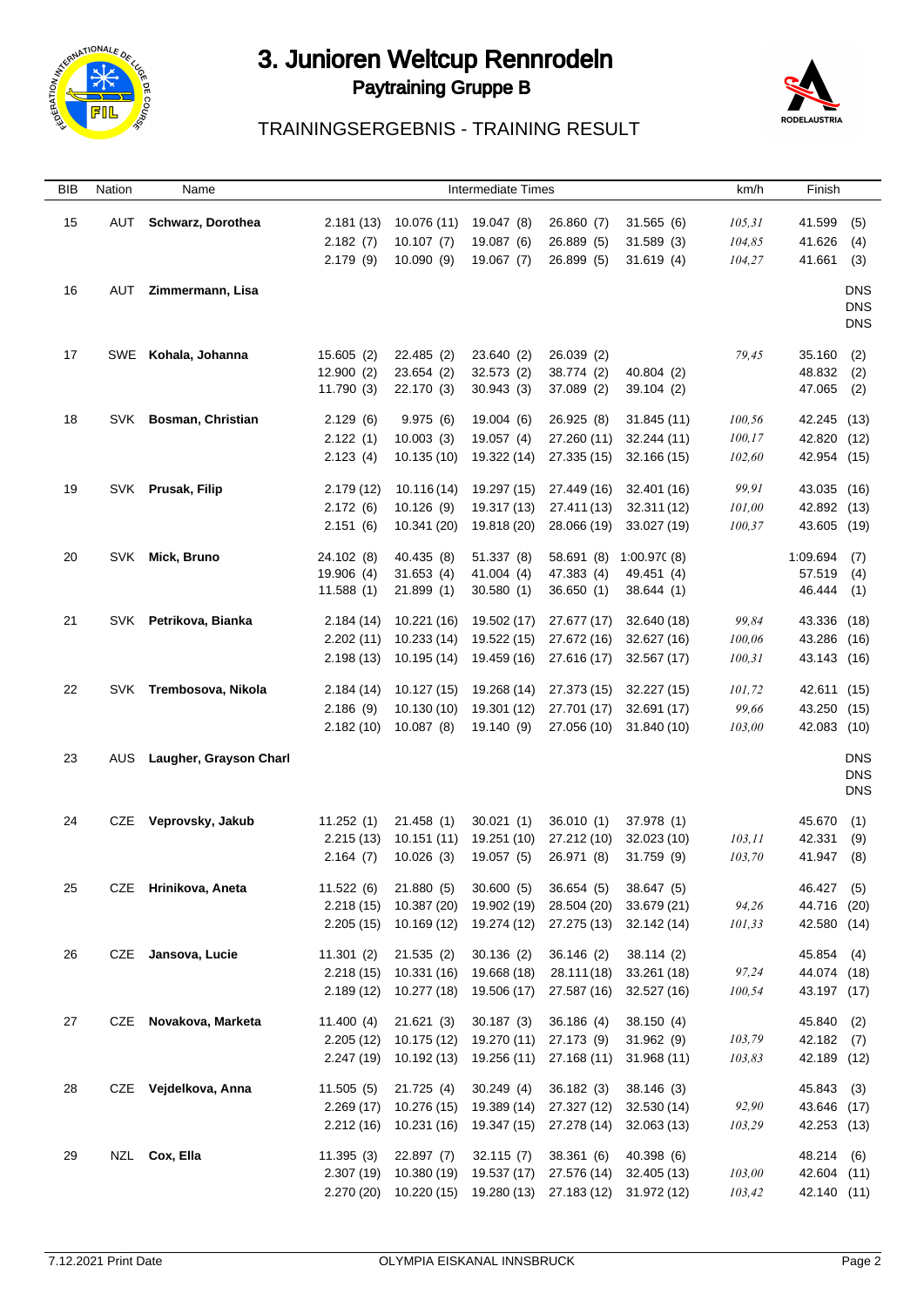# 3. Junioren Weltcup Rennrodeln

## Paytraining Gruppe B

### TRAININGSERGEBNIS - TRAINING RESULT

| BIB | Nation | Name | Intermediate Times | | | | | km/h | Finish |
|---|---|---|---|---|---|---|---|---|---|
| 15 | AUT | **Schwarz, Dorothea** | 2.181 (13) | 10.076 (11) | 19.047 (8) | 26.860 (7) | 31.565 (6) | 105,31 | 41.599 (5) |
| | | | 2.182 (7) | 10.107 (7) | 19.087 (6) | 26.889 (5) | 31.589 (3) | 104,85 | 41.626 (4) |
| | | | 2.179 (9) | 10.090 (9) | 19.067 (7) | 26.899 (5) | 31.619 (4) | 104,27 | 41.661 (3) |
| 16 | AUT | **Zimmermann, Lisa** | | | | | | | DNS |
| | | | | | | | | | DNS |
| | | | | | | | | | DNS |
| 17 | SWE | **Kohala, Johanna** | 15.605 (2) | 22.485 (2) | 23.640 (2) | 26.039 (2) | | 79,45 | 35.160 (2) |
| | | | 12.900 (2) | 23.654 (2) | 32.573 (2) | 38.774 (2) | 40.804 (2) | | 48.832 (2) |
| | | | 11.790 (3) | 22.170 (3) | 30.943 (3) | 37.089 (2) | 39.104 (2) | | 47.065 (2) |
| 18 | SVK | **Bosman, Christian** | 2.129 (6) | 9.975 (6) | 19.004 (6) | 26.925 (8) | 31.845 (11) | 100,56 | 42.245 (13) |
| | | | 2.122 (1) | 10.003 (3) | 19.057 (4) | 27.260 (11) | 32.244 (11) | 100,17 | 42.820 (12) |
| | | | 2.123 (4) | 10.135 (10) | 19.322 (14) | 27.335 (15) | 32.166 (15) | 102,60 | 42.954 (15) |
| 19 | SVK | **Prusak, Filip** | 2.179 (12) | 10.116 (14) | 19.297 (15) | 27.449 (16) | 32.401 (16) | 99,91 | 43.035 (16) |
| | | | 2.172 (6) | 10.126 (9) | 19.317 (13) | 27.411 (13) | 32.311 (12) | 101,00 | 42.892 (13) |
| | | | 2.151 (6) | 10.341 (20) | 19.818 (20) | 28.066 (19) | 33.027 (19) | 100,37 | 43.605 (19) |
| 20 | SVK | **Mick, Bruno** | 24.102 (8) | 40.435 (8) | 51.337 (8) | 58.691 (8) | 1:00.970 (8) | | 1:09.694 (7) |
| | | | 19.906 (4) | 31.653 (4) | 41.004 (4) | 47.383 (4) | 49.451 (4) | | 57.519 (4) |
| | | | 11.588 (1) | 21.899 (1) | 30.580 (1) | 36.650 (1) | 38.644 (1) | | 46.444 (1) |
| 21 | SVK | **Petrikova, Bianka** | 2.184 (14) | 10.221 (16) | 19.502 (17) | 27.677 (17) | 32.640 (18) | 99,84 | 43.336 (18) |
| | | | 2.202 (11) | 10.233 (14) | 19.522 (15) | 27.672 (16) | 32.627 (16) | 100,06 | 43.286 (16) |
| | | | 2.198 (13) | 10.195 (14) | 19.459 (16) | 27.616 (17) | 32.567 (17) | 100,31 | 43.143 (16) |
| 22 | SVK | **Trembosova, Nikola** | 2.184 (14) | 10.127 (15) | 19.268 (14) | 27.373 (15) | 32.227 (15) | 101,72 | 42.611 (15) |
| | | | 2.186 (9) | 10.130 (10) | 19.301 (12) | 27.701 (17) | 32.691 (17) | 99,66 | 43.250 (15) |
| | | | 2.182 (10) | 10.087 (8) | 19.140 (9) | 27.056 (10) | 31.840 (10) | 103,00 | 42.083 (10) |
| 23 | AUS | **Laugher, Grayson Charl** | | | | | | | DNS |
| | | | | | | | | | DNS |
| | | | | | | | | | DNS |
| 24 | CZE | **Veprovsky, Jakub** | 11.252 (1) | 21.458 (1) | 30.021 (1) | 36.010 (1) | 37.978 (1) | | 45.670 (1) |
| | | | 2.215 (13) | 10.151 (11) | 19.251 (10) | 27.212 (10) | 32.023 (10) | 103,11 | 42.331 (9) |
| | | | 2.164 (7) | 10.026 (3) | 19.057 (5) | 26.971 (8) | 31.759 (9) | 103,70 | 41.947 (8) |
| 25 | CZE | **Hrinikova, Aneta** | 11.522 (6) | 21.880 (5) | 30.600 (5) | 36.654 (5) | 38.647 (5) | | 46.427 (5) |
| | | | 2.218 (15) | 10.387 (20) | 19.902 (19) | 28.504 (20) | 33.679 (21) | 94,26 | 44.716 (20) |
| | | | 2.205 (15) | 10.169 (12) | 19.274 (12) | 27.275 (13) | 32.142 (14) | 101,33 | 42.580 (14) |
| 26 | CZE | **Jansova, Lucie** | 11.301 (2) | 21.535 (2) | 30.136 (2) | 36.146 (2) | 38.114 (2) | | 45.854 (4) |
| | | | 2.218 (15) | 10.331 (16) | 19.668 (18) | 28.111 (18) | 33.261 (18) | 97,24 | 44.074 (18) |
| | | | 2.189 (12) | 10.277 (18) | 19.506 (17) | 27.587 (16) | 32.527 (16) | 100,54 | 43.197 (17) |
| 27 | CZE | **Novakova, Marketa** | 11.400 (4) | 21.621 (3) | 30.187 (3) | 36.186 (4) | 38.150 (4) | | 45.840 (2) |
| | | | 2.205 (12) | 10.175 (12) | 19.270 (11) | 27.173 (9) | 31.962 (9) | 103,79 | 42.182 (7) |
| | | | 2.247 (19) | 10.192 (13) | 19.256 (11) | 27.168 (11) | 31.968 (11) | 103,83 | 42.189 (12) |
| 28 | CZE | **Vejdelkova, Anna** | 11.505 (5) | 21.725 (4) | 30.249 (4) | 36.182 (3) | 38.146 (3) | | 45.843 (3) |
| | | | 2.269 (17) | 10.276 (15) | 19.389 (14) | 27.327 (12) | 32.530 (14) | 92,90 | 43.646 (17) |
| | | | 2.212 (16) | 10.231 (16) | 19.347 (15) | 27.278 (14) | 32.063 (13) | 103,29 | 42.253 (13) |
| 29 | NZL | **Cox, Ella** | 11.395 (3) | 22.897 (7) | 32.115 (7) | 38.361 (6) | 40.398 (6) | | 48.214 (6) |
| | | | 2.307 (19) | 10.380 (19) | 19.537 (17) | 27.576 (14) | 32.405 (13) | 103,00 | 42.604 (11) |
| | | | 2.270 (20) | 10.220 (15) | 19.280 (13) | 27.183 (12) | 31.972 (12) | 103,42 | 42.140 (11) |

7.12.2021 Print Date — OLYMPIA EISKANAL INNSBRUCK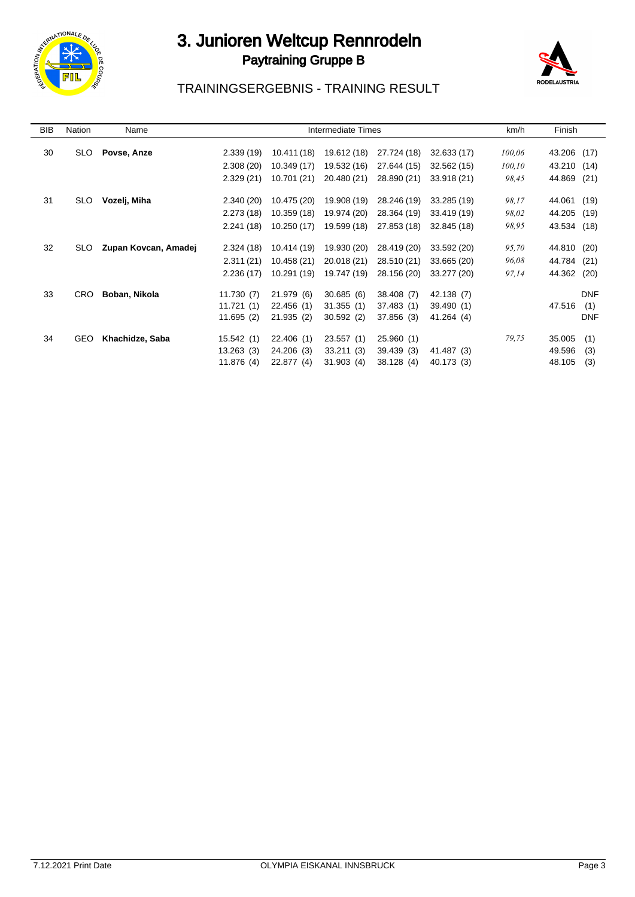# 3. Junioren Weltcup Rennrodeln

## Paytraining Gruppe B

### TRAININGSERGEBNIS - TRAINING RESULT

| BIB | Nation | Name | Intermediate Times | | | | | km/h | Finish |
|---|---|---|---|---|---|---|---|---|---|
| 30 | SLO | **Povse, Anze** | 2.339 (19) | 10.411 (18) | 19.612 (18) | 27.724 (18) | 32.633 (17) | *100,06* | 43.206 (17) |
| | | | 2.308 (20) | 10.349 (17) | 19.532 (16) | 27.644 (15) | 32.562 (15) | *100,10* | 43.210 (14) |
| | | | 2.329 (21) | 10.701 (21) | 20.480 (21) | 28.890 (21) | 33.918 (21) | *98,45* | 44.869 (21) |
| 31 | SLO | **Vozelj, Miha** | 2.340 (20) | 10.475 (20) | 19.908 (19) | 28.246 (19) | 33.285 (19) | *98,17* | 44.061 (19) |
| | | | 2.273 (18) | 10.359 (18) | 19.974 (20) | 28.364 (19) | 33.419 (19) | *98,02* | 44.205 (19) |
| | | | 2.241 (18) | 10.250 (17) | 19.599 (18) | 27.853 (18) | 32.845 (18) | *98,95* | 43.534 (18) |
| 32 | SLO | **Zupan Kovcan, Amadej** | 2.324 (18) | 10.414 (19) | 19.930 (20) | 28.419 (20) | 33.592 (20) | *95,70* | 44.810 (20) |
| | | | 2.311 (21) | 10.458 (21) | 20.018 (21) | 28.510 (21) | 33.665 (20) | *96,08* | 44.784 (21) |
| | | | 2.236 (17) | 10.291 (19) | 19.747 (19) | 28.156 (20) | 33.277 (20) | *97,14* | 44.362 (20) |
| 33 | CRO | **Boban, Nikola** | 11.730 (7) | 21.979 (6) | 30.685 (6) | 38.408 (7) | 42.138 (7) | | DNF |
| | | | 11.721 (1) | 22.456 (1) | 31.355 (1) | 37.483 (1) | 39.490 (1) | | 47.516 (1) |
| | | | 11.695 (2) | 21.935 (2) | 30.592 (2) | 37.856 (3) | 41.264 (4) | | DNF |
| 34 | GEO | **Khachidze, Saba** | 15.542 (1) | 22.406 (1) | 23.557 (1) | 25.960 (1) | | *79,75* | 35.005 (1) |
| | | | 13.263 (3) | 24.206 (3) | 33.211 (3) | 39.439 (3) | 41.487 (3) | | 49.596 (3) |
| | | | 11.876 (4) | 22.877 (4) | 31.903 (4) | 38.128 (4) | 40.173 (3) | | 48.105 (3) |

7.12.2021 Print Date    OLYMPIA EISKANAL INNSBRUCK